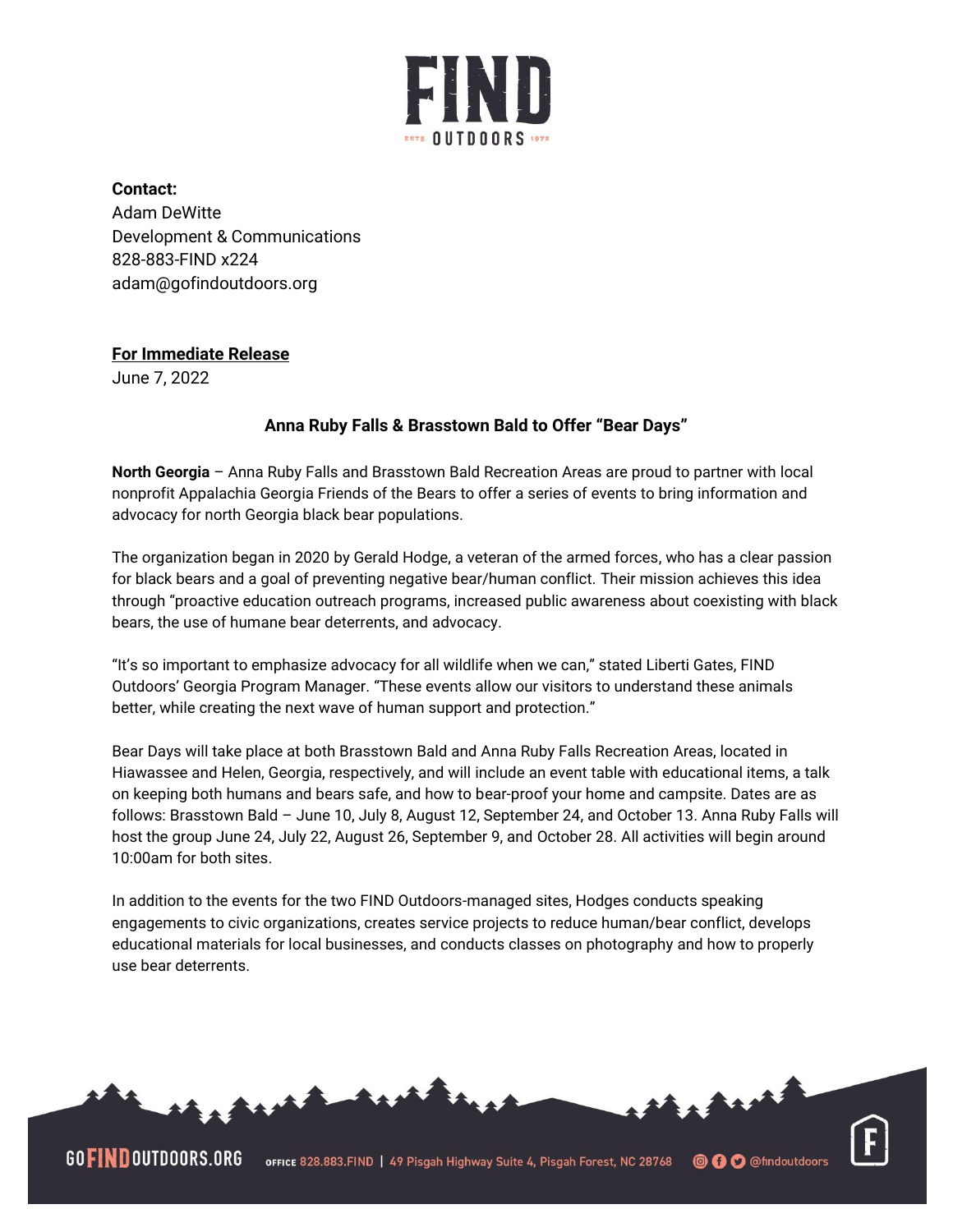**Contact:**
Adam DeWitte
Development & Communications
828-883-FIND x224
adam@gofindoutdoors.org

**For Immediate Release**
June 7, 2022

## Anna Ruby Falls & Brasstown Bald to Offer "Bear Days"

**North Georgia** – Anna Ruby Falls and Brasstown Bald Recreation Areas are proud to partner with local nonprofit Appalachia Georgia Friends of the Bears to offer a series of events to bring information and advocacy for north Georgia black bear populations.

The organization began in 2020 by Gerald Hodge, a veteran of the armed forces, who has a clear passion for black bears and a goal of preventing negative bear/human conflict. Their mission achieves this idea through "proactive education outreach programs, increased public awareness about coexisting with black bears, the use of humane bear deterrents, and advocacy.

"It's so important to emphasize advocacy for all wildlife when we can," stated Liberti Gates, FIND Outdoors' Georgia Program Manager. "These events allow our visitors to understand these animals better, while creating the next wave of human support and protection."

Bear Days will take place at both Brasstown Bald and Anna Ruby Falls Recreation Areas, located in Hiawassee and Helen, Georgia, respectively, and will include an event table with educational items, a talk on keeping both humans and bears safe, and how to bear-proof your home and campsite. Dates are as follows: Brasstown Bald – June 10, July 8, August 12, September 24, and October 13. Anna Ruby Falls will host the group June 24, July 22, August 26, September 9, and October 28. All activities will begin around 10:00am for both sites.

In addition to the events for the two FIND Outdoors-managed sites, Hodges conducts speaking engagements to civic organizations, creates service projects to reduce human/bear conflict, develops educational materials for local businesses, and conducts classes on photography and how to properly use bear deterrents.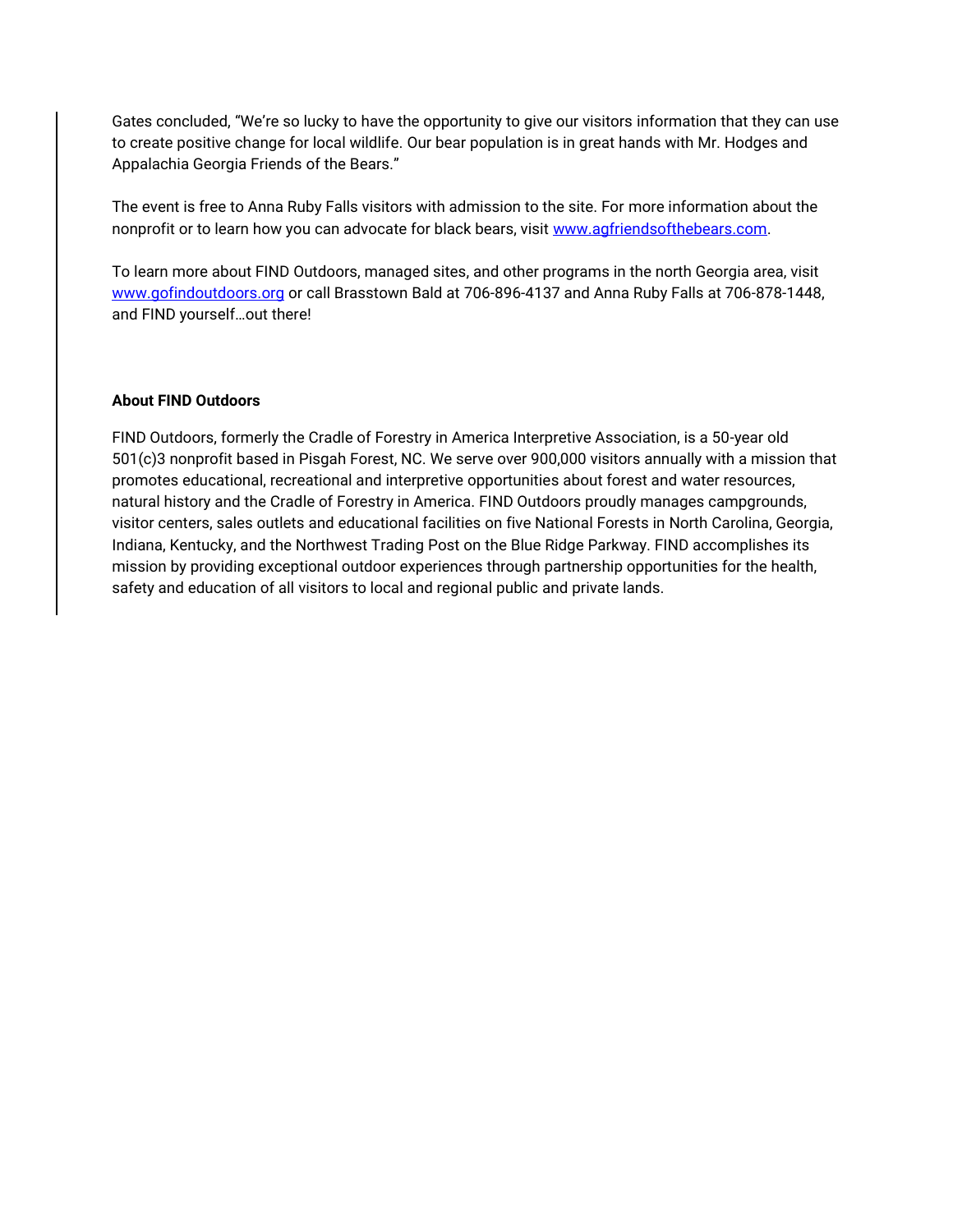Gates concluded, "We're so lucky to have the opportunity to give our visitors information that they can use to create positive change for local wildlife. Our bear population is in great hands with Mr. Hodges and Appalachia Georgia Friends of the Bears."

The event is free to Anna Ruby Falls visitors with admission to the site. For more information about the nonprofit or to learn how you can advocate for black bears, visit [www.agfriendsofthebears.com](www.agfriendsofthebears.com).

To learn more about FIND Outdoors, managed sites, and other programs in the north Georgia area, visit [www.gofindoutdoors.org](www.gofindoutdoors.org) or call Brasstown Bald at 706-896-4137 and Anna Ruby Falls at 706-878-1448, and FIND yourself…out there!

**About FIND Outdoors**

FIND Outdoors, formerly the Cradle of Forestry in America Interpretive Association, is a 50-year old 501(c)3 nonprofit based in Pisgah Forest, NC. We serve over 900,000 visitors annually with a mission that promotes educational, recreational and interpretive opportunities about forest and water resources, natural history and the Cradle of Forestry in America. FIND Outdoors proudly manages campgrounds, visitor centers, sales outlets and educational facilities on five National Forests in North Carolina, Georgia, Indiana, Kentucky, and the Northwest Trading Post on the Blue Ridge Parkway. FIND accomplishes its mission by providing exceptional outdoor experiences through partnership opportunities for the health, safety and education of all visitors to local and regional public and private lands.